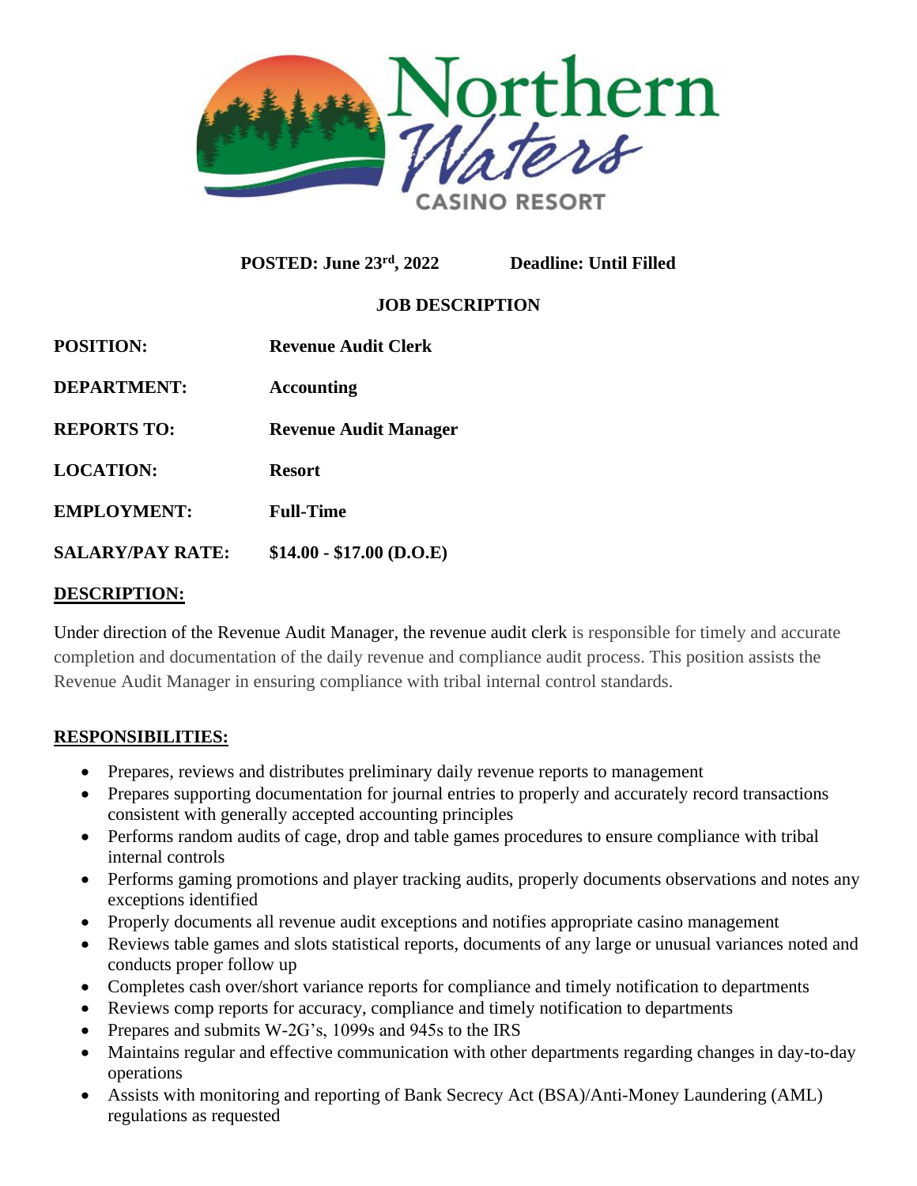# Northern Waters CASINO RESORT

**POSTED: June 23rd, 2022** **Deadline: Until Filled**

## JOB DESCRIPTION

| | |
|---|---|
| **POSITION:** | **Revenue Audit Clerk** |
| **DEPARTMENT:** | **Accounting** |
| **REPORTS TO:** | **Revenue Audit Manager** |
| **LOCATION:** | **Resort** |
| **EMPLOYMENT:** | **Full-Time** |
| **SALARY/PAY RATE:** | **$14.00 - $17.00 (D.O.E)** |

## DESCRIPTION:

Under direction of the Revenue Audit Manager, the revenue audit clerk is responsible for timely and accurate completion and documentation of the daily revenue and compliance audit process. This position assists the Revenue Audit Manager in ensuring compliance with tribal internal control standards.

## RESPONSIBILITIES:

- Prepares, reviews and distributes preliminary daily revenue reports to management
- Prepares supporting documentation for journal entries to properly and accurately record transactions consistent with generally accepted accounting principles
- Performs random audits of cage, drop and table games procedures to ensure compliance with tribal internal controls
- Performs gaming promotions and player tracking audits, properly documents observations and notes any exceptions identified
- Properly documents all revenue audit exceptions and notifies appropriate casino management
- Reviews table games and slots statistical reports, documents of any large or unusual variances noted and conducts proper follow up
- Completes cash over/short variance reports for compliance and timely notification to departments
- Reviews comp reports for accuracy, compliance and timely notification to departments
- Prepares and submits W-2G's, 1099s and 945s to the IRS
- Maintains regular and effective communication with other departments regarding changes in day-to-day operations
- Assists with monitoring and reporting of Bank Secrecy Act (BSA)/Anti-Money Laundering (AML) regulations as requested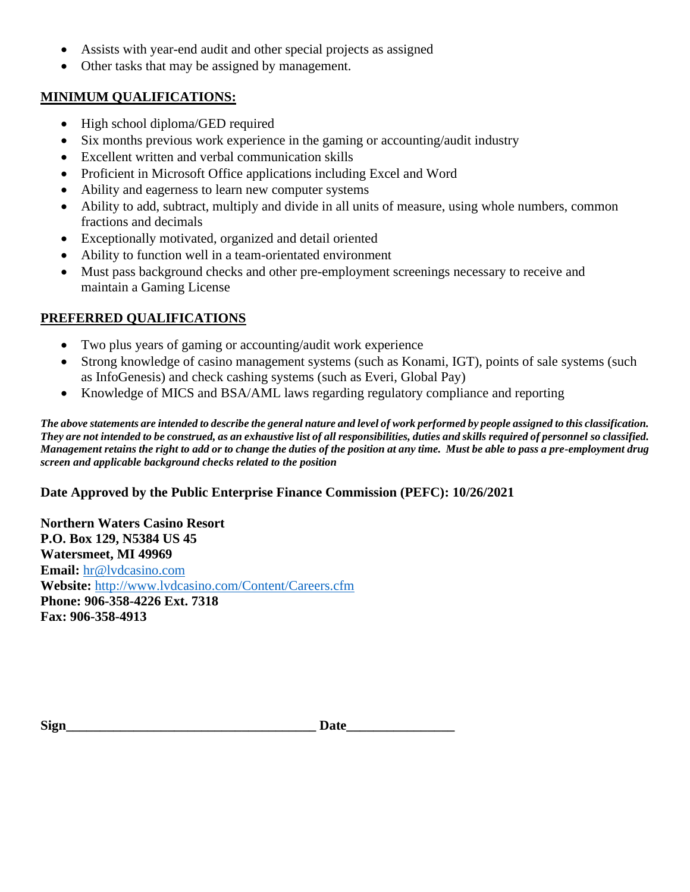- Assists with year-end audit and other special projects as assigned
- Other tasks that may be assigned by management.

## MINIMUM QUALIFICATIONS:

- High school diploma/GED required
- Six months previous work experience in the gaming or accounting/audit industry
- Excellent written and verbal communication skills
- Proficient in Microsoft Office applications including Excel and Word
- Ability and eagerness to learn new computer systems
- Ability to add, subtract, multiply and divide in all units of measure, using whole numbers, common fractions and decimals
- Exceptionally motivated, organized and detail oriented
- Ability to function well in a team-orientated environment
- Must pass background checks and other pre-employment screenings necessary to receive and maintain a Gaming License

## PREFERRED QUALIFICATIONS

- Two plus years of gaming or accounting/audit work experience
- Strong knowledge of casino management systems (such as Konami, IGT), points of sale systems (such as InfoGenesis) and check cashing systems (such as Everi, Global Pay)
- Knowledge of MICS and BSA/AML laws regarding regulatory compliance and reporting

***The above statements are intended to describe the general nature and level of work performed by people assigned to this classification. They are not intended to be construed, as an exhaustive list of all responsibilities, duties and skills required of personnel so classified. Management retains the right to add or to change the duties of the position at any time. Must be able to pass a pre-employment drug screen and applicable background checks related to the position***

**Date Approved by the Public Enterprise Finance Commission (PEFC): 10/26/2021**

**Northern Waters Casino Resort**
**P.O. Box 129, N5384 US 45**
**Watersmeet, MI 49969**
**Email:** hr@lvdcasino.com
**Website:** http://www.lvdcasino.com/Content/Careers.cfm
**Phone: 906-358-4226 Ext. 7318**
**Fax: 906-358-4913**

**Sign_____________________________________ Date________________**